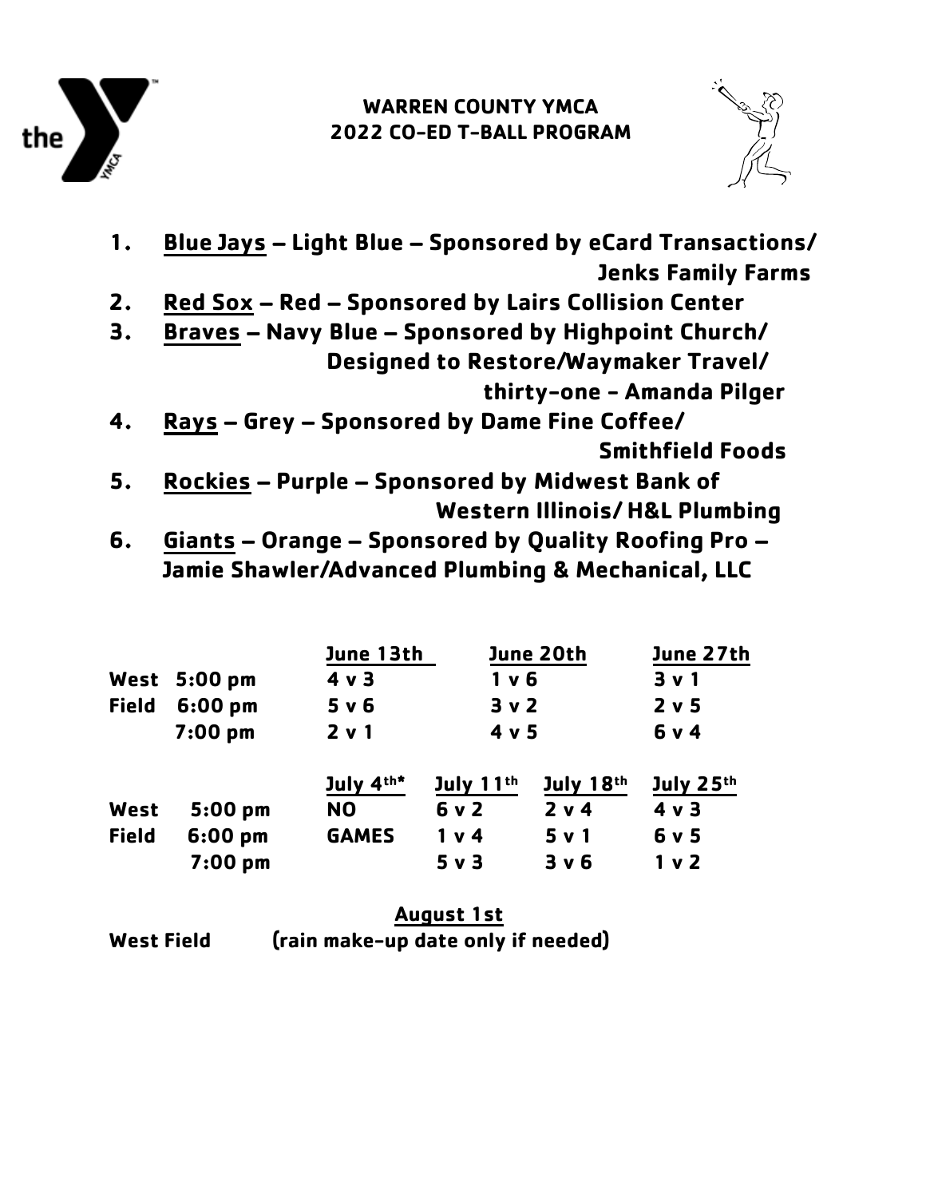# WARREN COUNTY YMCA
# 2022 CO-ED T-BALL PROGRAM

1. **Blue Jays** – Light Blue – Sponsored by eCard Transactions/ Jenks Family Farms
2. **Red Sox** – Red – Sponsored by Lairs Collision Center
3. **Braves** – Navy Blue – Sponsored by Highpoint Church/ Designed to Restore/Waymaker Travel/ thirty-one - Amanda Pilger
4. **Rays** – Grey – Sponsored by Dame Fine Coffee/ Smithfield Foods
5. **Rockies** – Purple – Sponsored by Midwest Bank of Western Illinois/ H&L Plumbing
6. **Giants** – Orange – Sponsored by Quality Roofing Pro – Jamie Shawler/Advanced Plumbing & Mechanical, LLC

| | | June 13th | June 20th | June 27th |
|---|---|---|---|---|
| West | 5:00 pm | 4 v 3 | 1 v 6 | 3 v 1 |
| Field | 6:00 pm | 5 v 6 | 3 v 2 | 2 v 5 |
| | 7:00 pm | 2 v 1 | 4 v 5 | 6 v 4 |

| | | July 4th* | July 11th | July 18th | July 25th |
|---|---|---|---|---|---|
| West | 5:00 pm | NO | 6 v 2 | 2 v 4 | 4 v 3 |
| Field | 6:00 pm | GAMES | 1 v 4 | 5 v 1 | 6 v 5 |
| | 7:00 pm | | 5 v 3 | 3 v 6 | 1 v 2 |

**August 1st**

**West Field** (rain make-up date only if needed)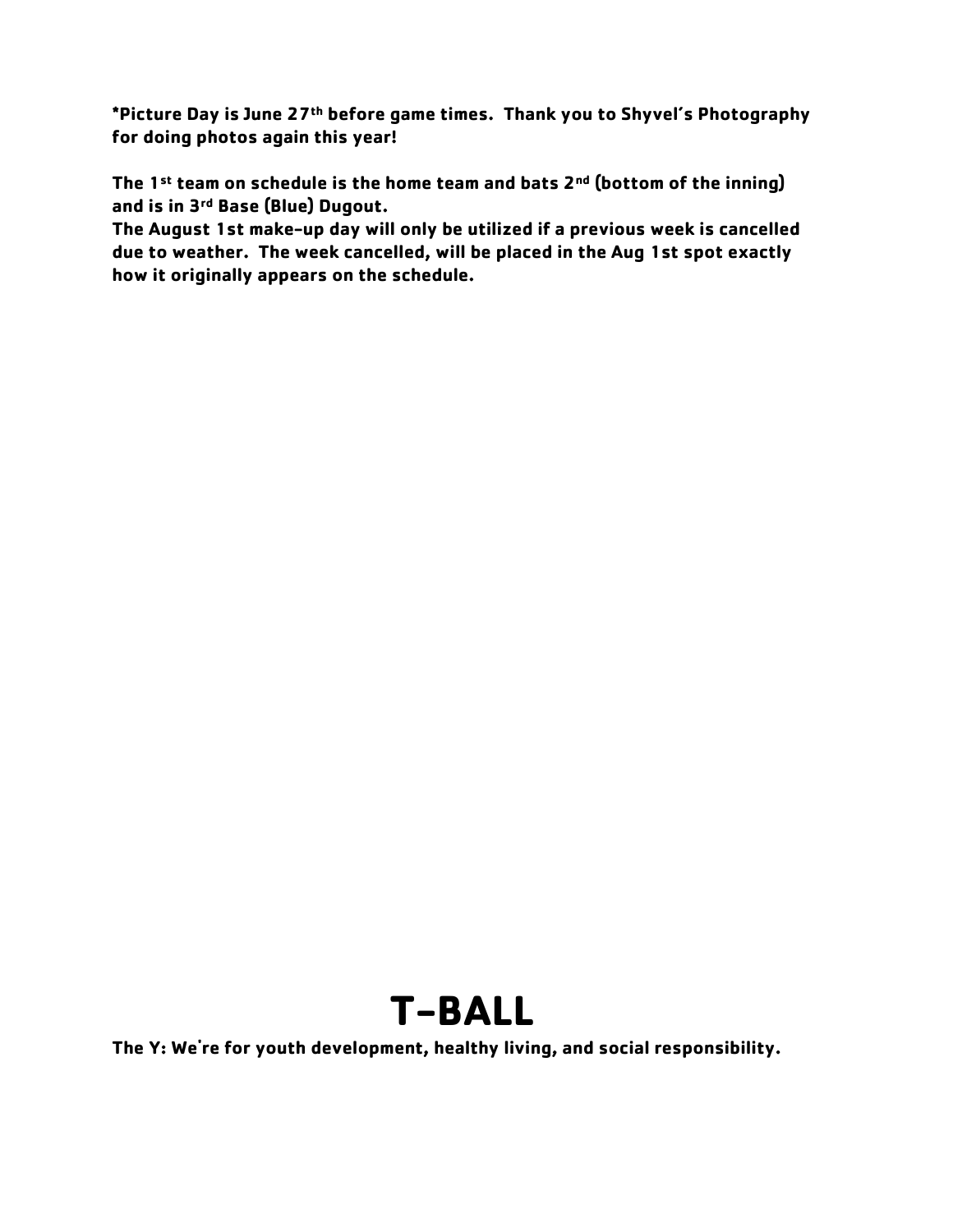**\*Picture Day is June 27th before game times. Thank you to Shyvel's Photography for doing photos again this year!**

**The 1st team on schedule is the home team and bats 2nd (bottom of the inning) and is in 3rd Base (Blue) Dugout.**
**The August 1st make-up day will only be utilized if a previous week is cancelled due to weather. The week cancelled, will be placed in the Aug 1st spot exactly how it originally appears on the schedule.**

# T-BALL

**The Y: We're for youth development, healthy living, and social responsibility.**